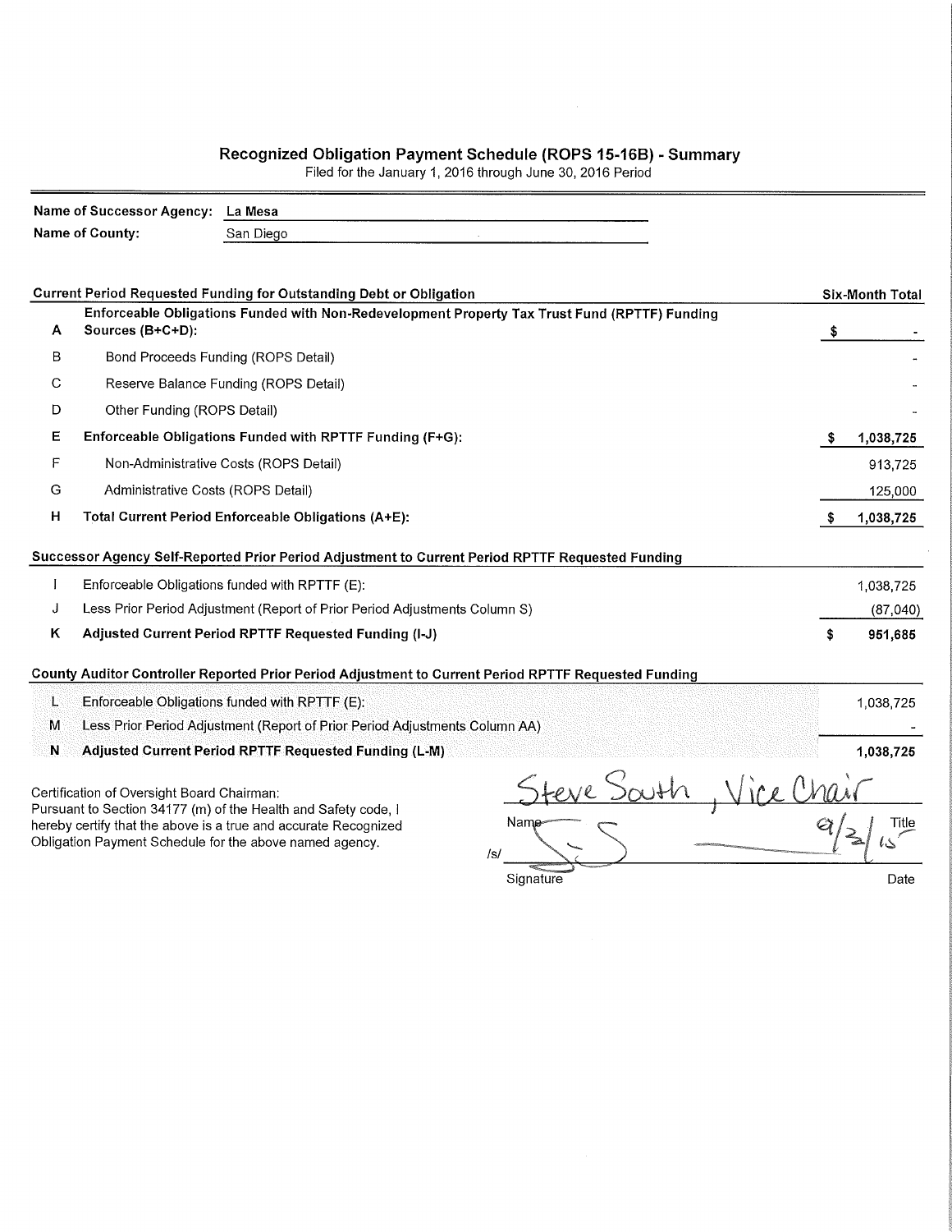# Recognized Obligation Payment Schedule (ROPS 15-16B) - Summary

Filed for the January 1, 2016 through June 30, 2016 Period

**Name of Successor Agency:** La Mesa

**Name of County:** San Diego

| | Current Period Requested Funding for Outstanding Debt or Obligation | Six-Month Total |
|---|---|---|
| **A** | **Enforceable Obligations Funded with Non-Redevelopment Property Tax Trust Fund (RPTTF) Funding Sources (B+C+D):** | **$ -** |
| B | Bond Proceeds Funding (ROPS Detail) | - |
| C | Reserve Balance Funding (ROPS Detail) | - |
| D | Other Funding (ROPS Detail) | - |
| **E** | **Enforceable Obligations Funded with RPTTF Funding (F+G):** | **$ 1,038,725** |
| F | Non-Administrative Costs (ROPS Detail) | 913,725 |
| G | Administrative Costs (ROPS Detail) | 125,000 |
| **H** | **Total Current Period Enforceable Obligations (A+E):** | **$ 1,038,725** |

| | Successor Agency Self-Reported Prior Period Adjustment to Current Period RPTTF Requested Funding | |
|---|---|---|
| I | Enforceable Obligations funded with RPTTF (E): | 1,038,725 |
| J | Less Prior Period Adjustment (Report of Prior Period Adjustments Column S) | (87,040) |
| **K** | **Adjusted Current Period RPTTF Requested Funding (I-J)** | **$ 951,685** |

| | County Auditor Controller Reported Prior Period Adjustment to Current Period RPTTF Requested Funding | |
|---|---|---|
| L | Enforceable Obligations funded with RPTTF (E): | 1,038,725 |
| M | Less Prior Period Adjustment (Report of Prior Period Adjustments Column AA) | - |
| **N** | **Adjusted Current Period RPTTF Requested Funding (L-M)** | **1,038,725** |

Certification of Oversight Board Chairman:
Pursuant to Section 34177 (m) of the Health and Safety code, I hereby certify that the above is a true and accurate Recognized Obligation Payment Schedule for the above named agency.

Steve South, Vice Chair
Name Title

/s/ [signature] 9/2/15
Signature Date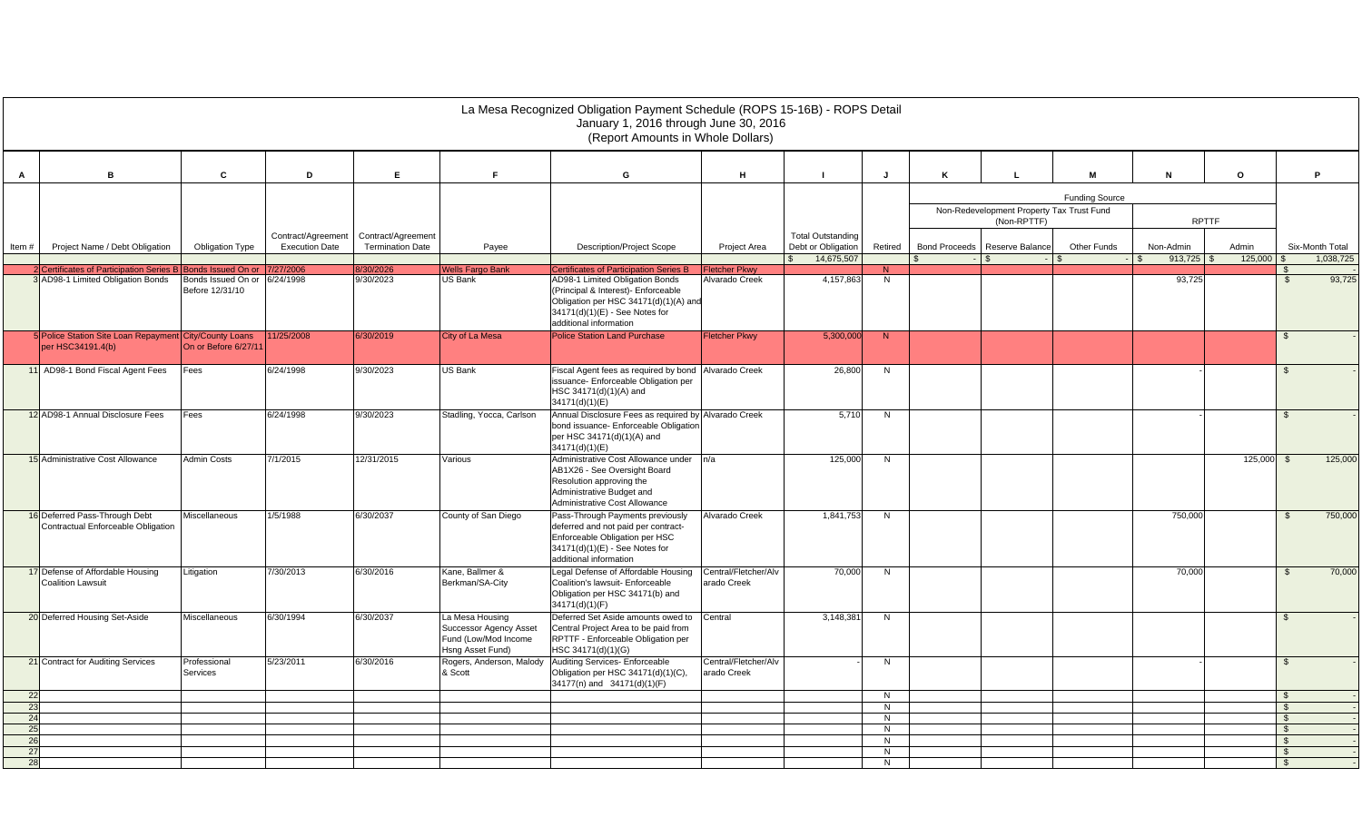# La Mesa Recognized Obligation Payment Schedule (ROPS 15-16B) - ROPS Detail

January 1, 2016 through June 30, 2016

(Report Amounts in Whole Dollars)

| A | B | C | D | E | F | G | H | I | J | K | L | M | N | O | P |
|---|---|---|---|---|---|---|---|---|---|---|---|---|---|---|---|
| | | | | | | | | | | Funding Source | | | | | |
| | | | | | | | | | | Non-Redevelopment Property Tax Trust Fund (Non-RPTTF) | | | RPTTF | | |
| Item # | Project Name / Debt Obligation | Obligation Type | Contract/Agreement Execution Date | Contract/Agreement Termination Date | Payee | Description/Project Scope | Project Area | Total Outstanding Debt or Obligation | Retired | Bond Proceeds | Reserve Balance | Other Funds | Non-Admin | Admin | Six-Month Total |
| | | | | | | | | $ 14,675,507 | | $ - | $ - | $ - | $ 913,725 | $ 125,000 | $ 1,038,725 |
| 2 | Certificates of Participation Series B | Bonds Issued On or | 7/27/2006 | 8/30/2026 | Wells Fargo Bank | Certificates of Participation Series B | Fletcher Pkwy | | N | | | | | | $ - |
| 3 | AD98-1 Limited Obligation Bonds | Bonds Issued On or Before 12/31/10 | 6/24/1998 | 9/30/2023 | US Bank | AD98-1 Limited Obligation Bonds (Principal & Interest)- Enforceable Obligation per HSC 34171(d)(1)(A) and 34171(d)(1)(E) - See Notes for additional information | Alvarado Creek | 4,157,863 | N | | | | 93,725 | | $ 93,725 |
| 5 | Police Station Site Loan Repayment per HSC34191.4(b) | City/County Loans On or Before 6/27/11 | 11/25/2008 | 6/30/2019 | City of La Mesa | Police Station Land Purchase | Fletcher Pkwy | 5,300,000 | N | | | | | | $ - |
| 11 | AD98-1 Bond Fiscal Agent Fees | Fees | 6/24/1998 | 9/30/2023 | US Bank | Fiscal Agent fees as required by bond issuance- Enforceable Obligation per HSC 34171(d)(1)(A) and 34171(d)(1)(E) | Alvarado Creek | 26,800 | N | | | | - | | $ - |
| 12 | AD98-1 Annual Disclosure Fees | Fees | 6/24/1998 | 9/30/2023 | Stadling, Yocca, Carlson | Annual Disclosure Fees as required by bond issuance- Enforceable Obligation per HSC 34171(d)(1)(A) and 34171(d)(1)(E) | Alvarado Creek | 5,710 | N | | | | - | | $ - |
| 15 | Administrative Cost Allowance | Admin Costs | 7/1/2015 | 12/31/2015 | Various | Administrative Cost Allowance under AB1X26 - See Oversight Board Resolution approving the Administrative Budget and Administrative Cost Allowance | n/a | 125,000 | N | | | | | 125,000 | $ 125,000 |
| 16 | Deferred Pass-Through Debt Contractual Enforceable Obligation | Miscellaneous | 1/5/1988 | 6/30/2037 | County of San Diego | Pass-Through Payments previously deferred and not paid per contract- Enforceable Obligation per HSC 34171(d)(1)(E) - See Notes for additional information | Alvarado Creek | 1,841,753 | N | | | | 750,000 | | $ 750,000 |
| 17 | Defense of Affordable Housing Coalition Lawsuit | Litigation | 7/30/2013 | 6/30/2016 | Kane, Ballmer & Berkman/SA-City | Legal Defense of Affordable Housing Coalition's lawsuit- Enforceable Obligation per HSC 34171(b) and 34171(d)(1)(F) | Central/Fletcher/Alvarado Creek | 70,000 | N | | | | 70,000 | | $ 70,000 |
| 20 | Deferred Housing Set-Aside | Miscellaneous | 6/30/1994 | 6/30/2037 | La Mesa Housing Successor Agency Asset Fund (Low/Mod Income Hsng Asset Fund) | Deferred Set Aside amounts owed to Central Project Area to be paid from RPTTF - Enforceable Obligation per HSC 34171(d)(1)(G) | Central | 3,148,381 | N | | | | | | $ - |
| 21 | Contract for Auditing Services | Professional Services | 5/23/2011 | 6/30/2016 | Rogers, Anderson, Malody & Scott | Auditing Services- Enforceable Obligation per HSC 34171(d)(1)(C), 34177(n) and 34171(d)(1)(F) | Central/Fletcher/Alvarado Creek | - | N | | | | - | | $ - |
| 22 | | | | | | | | | N | | | | | | $ - |
| 23 | | | | | | | | | N | | | | | | $ - |
| 24 | | | | | | | | | N | | | | | | $ - |
| 25 | | | | | | | | | N | | | | | | $ - |
| 26 | | | | | | | | | N | | | | | | $ - |
| 27 | | | | | | | | | N | | | | | | $ - |
| 28 | | | | | | | | | N | | | | | | $ - |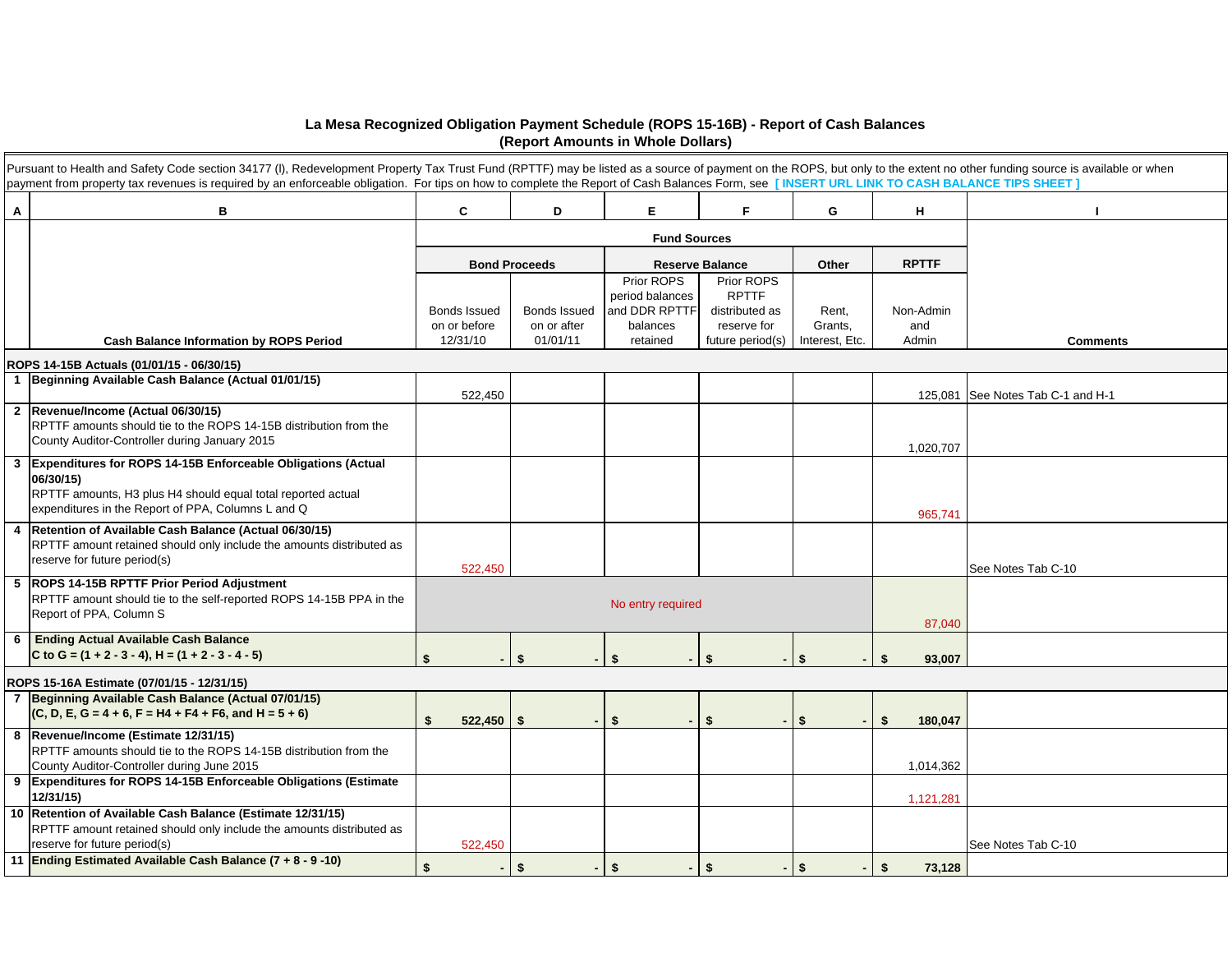# La Mesa Recognized Obligation Payment Schedule (ROPS 15-16B) - Report of Cash Balances
## (Report Amounts in Whole Dollars)

Pursuant to Health and Safety Code section 34177 (l), Redevelopment Property Tax Trust Fund (RPTTF) may be listed as a source of payment on the ROPS, but only to the extent no other funding source is available or when payment from property tax revenues is required by an enforceable obligation. For tips on how to complete the Report of Cash Balances Form, see **[ INSERT URL LINK TO CASH BALANCE TIPS SHEET ]**

| A | B | C | D | E | F | G | H | I |
|---|---|---|---|---|---|---|---|---|
| | | **Fund Sources** | | | | | | |
| | | **Bond Proceeds** | | **Reserve Balance** | | **Other** | **RPTTF** | |
| | **Cash Balance Information by ROPS Period** | Bonds Issued on or before 12/31/10 | Bonds Issued on or after 01/01/11 | Prior ROPS period balances and DDR RPTTF balances retained | Prior ROPS RPTTF distributed as reserve for future period(s) | Rent, Grants, Interest, Etc. | Non-Admin and Admin | **Comments** |
| | **ROPS 14-15B Actuals (01/01/15 - 06/30/15)** | | | | | | | |
| 1 | **Beginning Available Cash Balance (Actual 01/01/15)** | 522,450 | | | | | 125,081 | See Notes Tab C-1 and H-1 |
| 2 | **Revenue/Income (Actual 06/30/15)** RPTTF amounts should tie to the ROPS 14-15B distribution from the County Auditor-Controller during January 2015 | | | | | | 1,020,707 | |
| 3 | **Expenditures for ROPS 14-15B Enforceable Obligations (Actual 06/30/15)** RPTTF amounts, H3 plus H4 should equal total reported actual expenditures in the Report of PPA, Columns L and Q | | | | | | 965,741 | |
| 4 | **Retention of Available Cash Balance (Actual 06/30/15)** RPTTF amount retained should only include the amounts distributed as reserve for future period(s) | 522,450 | | | | | | See Notes Tab C-10 |
| 5 | **ROPS 14-15B RPTTF Prior Period Adjustment** RPTTF amount should tie to the self-reported ROPS 14-15B PPA in the Report of PPA, Column S | No entry required | | | | | 87,040 | |
| 6 | **Ending Actual Available Cash Balance** **C to G = (1 + 2 - 3 - 4), H = (1 + 2 - 3 - 4 - 5)** | $ - | $ - | $ - | $ - | $ - | $ 93,007 | |
| | **ROPS 15-16A Estimate (07/01/15 - 12/31/15)** | | | | | | | |
| 7 | **Beginning Available Cash Balance (Actual 07/01/15)** **(C, D, E, G = 4 + 6, F = H4 + F4 + F6, and H = 5 + 6)** | $ 522,450 | $ - | $ - | $ - | $ - | $ 180,047 | |
| 8 | **Revenue/Income (Estimate 12/31/15)** RPTTF amounts should tie to the ROPS 14-15B distribution from the County Auditor-Controller during June 2015 | | | | | | 1,014,362 | |
| 9 | **Expenditures for ROPS 14-15B Enforceable Obligations (Estimate 12/31/15)** | | | | | | 1,121,281 | |
| 10 | **Retention of Available Cash Balance (Estimate 12/31/15)** RPTTF amount retained should only include the amounts distributed as reserve for future period(s) | 522,450 | | | | | | See Notes Tab C-10 |
| 11 | **Ending Estimated Available Cash Balance (7 + 8 - 9 -10)** | $ - | $ - | $ - | $ - | $ - | $ 73,128 | |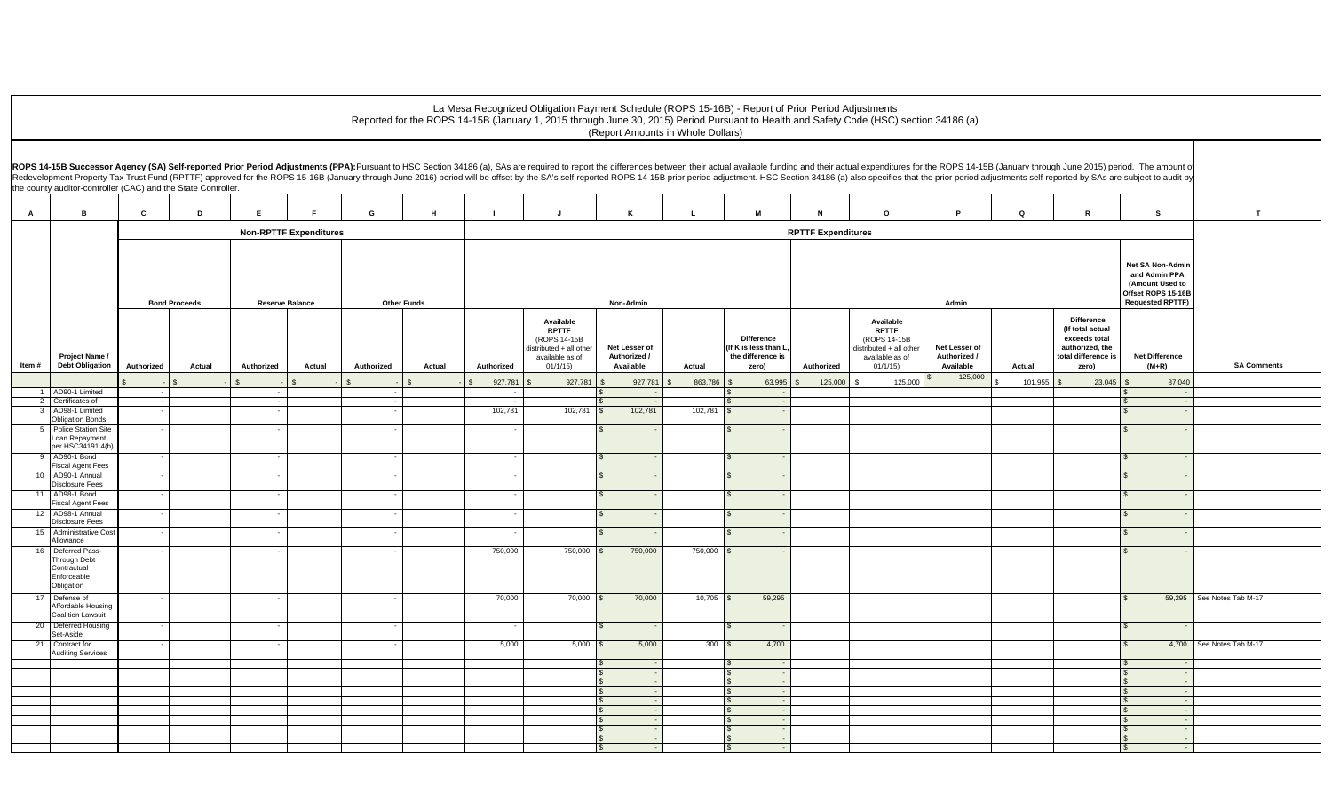# La Mesa Recognized Obligation Payment Schedule (ROPS 15-16B) - Report of Prior Period Adjustments

Reported for the ROPS 14-15B (January 1, 2015 through June 30, 2015) Period Pursuant to Health and Safety Code (HSC) section 34186 (a)

(Report Amounts in Whole Dollars)

**ROPS 14-15B Successor Agency (SA) Self-reported Prior Period Adjustments (PPA):** Pursuant to HSC Section 34186 (a), SAs are required to report the differences between their actual available funding and their actual expenditures for the ROPS 14-15B (January through June 2015) period. The amount of Redevelopment Property Tax Trust Fund (RPTTF) approved for the ROPS 15-16B (January through June 2016) period will be offset by the SA's self-reported ROPS 14-15B prior period adjustment. HSC Section 34186 (a) also specifies that the prior period adjustments self-reported by SAs are subject to audit by the county auditor-controller (CAC) and the State Controller.

| A | B | C | D | E | F | G | H | I | J | K | L | M | N | O | P | Q | R | S | T |
|---|---|---|---|---|---|---|---|---|---|---|---|---|---|---|---|---|---|---|---|
| | | Non-RPTTF Expenditures | | | | | | RPTTF Expenditures | | | | | | | | | | | |
| | | Bond Proceeds | | Reserve Balance | | Other Funds | | Non-Admin | | | | | Admin | | | | | Net SA Non-Admin and Admin PPA (Amount Used to Offset ROPS 15-16B Requested RPTTF) | |
| Item # | Project Name / Debt Obligation | Authorized | Actual | Authorized | Actual | Authorized | Actual | Authorized | Available RPTTF (ROPS 14-15B distributed + all other available as of 01/1/15) | Net Lesser of Authorized / Available | Actual | Difference (If K is less than L, the difference is zero) | Authorized | Available RPTTF (ROPS 14-15B distributed + all other available as of 01/1/15) | Net Lesser of Authorized / Available | Actual | Difference (If total actual exceeds total authorized, the total difference is zero) | Net Difference (M+R) | SA Comments |
| | | $ - | $ - | $ - | $ - | $ - | $ - | $ 927,781 | $ 927,781 | $ 927,781 | $ 863,786 | $ 63,995 | $ 125,000 | $ 125,000 | $ 125,000 | $ 101,955 | $ 23,045 | $ 87,040 | |
| 1 | AD90-1 Limited | - | | - | | - | | - | | $ - | | $ - | | | | | | $ - | |
| 2 | Certificates of | - | | - | | - | | - | | $ - | | $ - | | | | | | $ - | |
| 3 | AD98-1 Limited Obligation Bonds | - | | - | | - | | 102,781 | 102,781 | $ 102,781 | 102,781 | $ - | | | | | | $ - | |
| 5 | Police Station Site Loan Repayment per HSC34191.4(b) | - | | - | | - | | - | | $ - | | $ - | | | | | | $ - | |
| 9 | AD90-1 Bond Fiscal Agent Fees | - | | - | | - | | - | | $ - | | $ - | | | | | | $ - | |
| 10 | AD90-1 Annual Disclosure Fees | - | | - | | - | | - | | $ - | | $ - | | | | | | $ - | |
| 11 | AD98-1 Bond Fiscal Agent Fees | - | | - | | - | | - | | $ - | | $ - | | | | | | $ - | |
| 12 | AD98-1 Annual Disclosure Fees | - | | - | | - | | - | | $ - | | $ - | | | | | | $ - | |
| 15 | Administrative Cost Allowance | - | | - | | - | | - | | $ - | | $ - | | | | | | $ - | |
| 16 | Deferred Pass-Through Debt Contractual Enforceable Obligation | - | | - | | - | | 750,000 | 750,000 | $ 750,000 | 750,000 | $ - | | | | | | $ - | |
| 17 | Defense of Affordable Housing Coalition Lawsuit | - | | - | | - | | 70,000 | 70,000 | $ 70,000 | 10,705 | $ 59,295 | | | | | | $ 59,295 | See Notes Tab M-17 |
| 20 | Deferred Housing Set-Aside | - | | - | | - | | - | | $ - | | $ - | | | | | | $ - | |
| 21 | Contract for Auditing Services | - | | - | | - | | 5,000 | 5,000 | $ 5,000 | 300 | $ 4,700 | | | | | | $ 4,700 | See Notes Tab M-17 |
| | | | | | | | | | | $ - | | $ - | | | | | | $ - | |
| | | | | | | | | | | $ - | | $ - | | | | | | $ - | |
| | | | | | | | | | | $ - | | $ - | | | | | | $ - | |
| | | | | | | | | | | $ - | | $ - | | | | | | $ - | |
| | | | | | | | | | | $ - | | $ - | | | | | | $ - | |
| | | | | | | | | | | $ - | | $ - | | | | | | $ - | |
| | | | | | | | | | | $ - | | $ - | | | | | | $ - | |
| | | | | | | | | | | $ - | | $ - | | | | | | $ - | |
| | | | | | | | | | | $ - | | $ - | | | | | | $ - | |
| | | | | | | | | | | $ - | | $ - | | | | | | $ - | |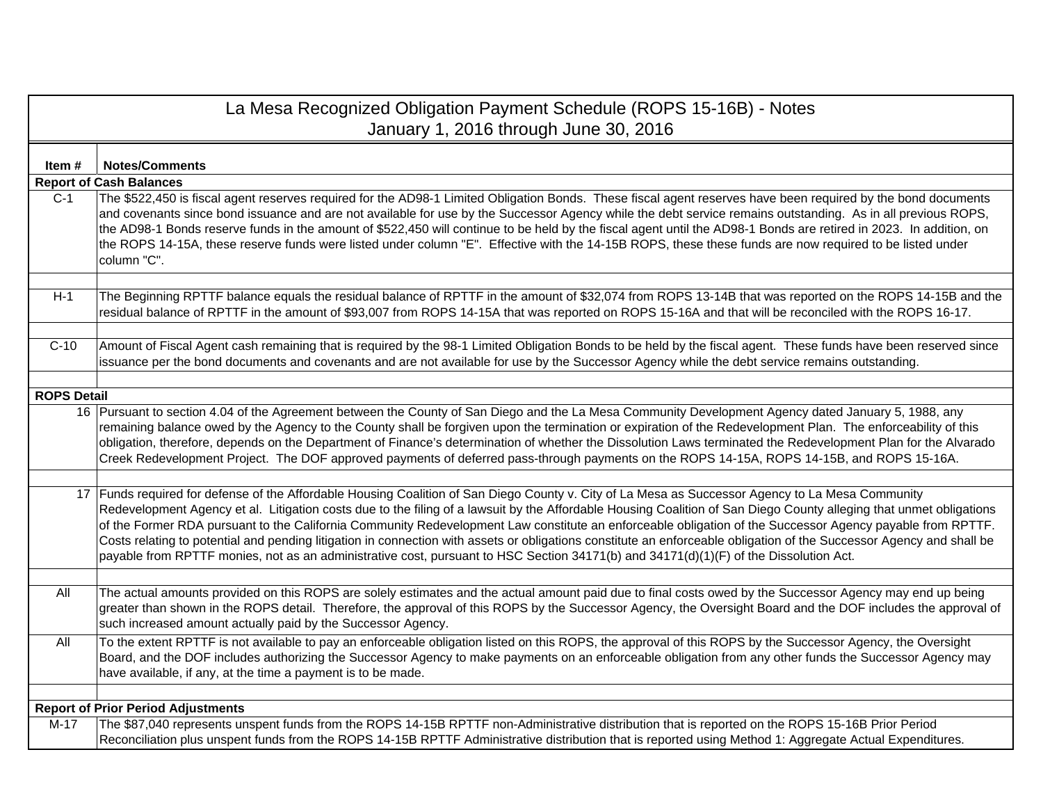# La Mesa Recognized Obligation Payment Schedule (ROPS 15-16B) - Notes
## January 1, 2016 through June 30, 2016

| Item # | Notes/Comments |
|---|---|
| **Report of Cash Balances** | |
| C-1 | The $522,450 is fiscal agent reserves required for the AD98-1 Limited Obligation Bonds. These fiscal agent reserves have been required by the bond documents and covenants since bond issuance and are not available for use by the Successor Agency while the debt service remains outstanding. As in all previous ROPS, the AD98-1 Bonds reserve funds in the amount of $522,450 will continue to be held by the fiscal agent until the AD98-1 Bonds are retired in 2023. In addition, on the ROPS 14-15A, these reserve funds were listed under column "E". Effective with the 14-15B ROPS, these these funds are now required to be listed under column "C". |
| | |
| H-1 | The Beginning RPTTF balance equals the residual balance of RPTTF in the amount of $32,074 from ROPS 13-14B that was reported on the ROPS 14-15B and the residual balance of RPTTF in the amount of $93,007 from ROPS 14-15A that was reported on ROPS 15-16A and that will be reconciled with the ROPS 16-17. |
| | |
| C-10 | Amount of Fiscal Agent cash remaining that is required by the 98-1 Limited Obligation Bonds to be held by the fiscal agent. These funds have been reserved since issuance per the bond documents and covenants and are not available for use by the Successor Agency while the debt service remains outstanding. |
| | |
| **ROPS Detail** | |
| 16 | Pursuant to section 4.04 of the Agreement between the County of San Diego and the La Mesa Community Development Agency dated January 5, 1988, any remaining balance owed by the Agency to the County shall be forgiven upon the termination or expiration of the Redevelopment Plan. The enforceability of this obligation, therefore, depends on the Department of Finance's determination of whether the Dissolution Laws terminated the Redevelopment Plan for the Alvarado Creek Redevelopment Project. The DOF approved payments of deferred pass-through payments on the ROPS 14-15A, ROPS 14-15B, and ROPS 15-16A. |
| | |
| 17 | Funds required for defense of the Affordable Housing Coalition of San Diego County v. City of La Mesa as Successor Agency to La Mesa Community Redevelopment Agency et al. Litigation costs due to the filing of a lawsuit by the Affordable Housing Coalition of San Diego County alleging that unmet obligations of the Former RDA pursuant to the California Community Redevelopment Law constitute an enforceable obligation of the Successor Agency payable from RPTTF. Costs relating to potential and pending litigation in connection with assets or obligations constitute an enforceable obligation of the Successor Agency and shall be payable from RPTTF monies, not as an administrative cost, pursuant to HSC Section 34171(b) and 34171(d)(1)(F) of the Dissolution Act. |
| | |
| All | The actual amounts provided on this ROPS are solely estimates and the actual amount paid due to final costs owed by the Successor Agency may end up being greater than shown in the ROPS detail. Therefore, the approval of this ROPS by the Successor Agency, the Oversight Board and the DOF includes the approval of such increased amount actually paid by the Successor Agency. |
| All | To the extent RPTTF is not available to pay an enforceable obligation listed on this ROPS, the approval of this ROPS by the Successor Agency, the Oversight Board, and the DOF includes authorizing the Successor Agency to make payments on an enforceable obligation from any other funds the Successor Agency may have available, if any, at the time a payment is to be made. |
| | |
| **Report of Prior Period Adjustments** | |
| M-17 | The $87,040 represents unspent funds from the ROPS 14-15B RPTTF non-Administrative distribution that is reported on the ROPS 15-16B Prior Period Reconciliation plus unspent funds from the ROPS 14-15B RPTTF Administrative distribution that is reported using Method 1: Aggregate Actual Expenditures. |